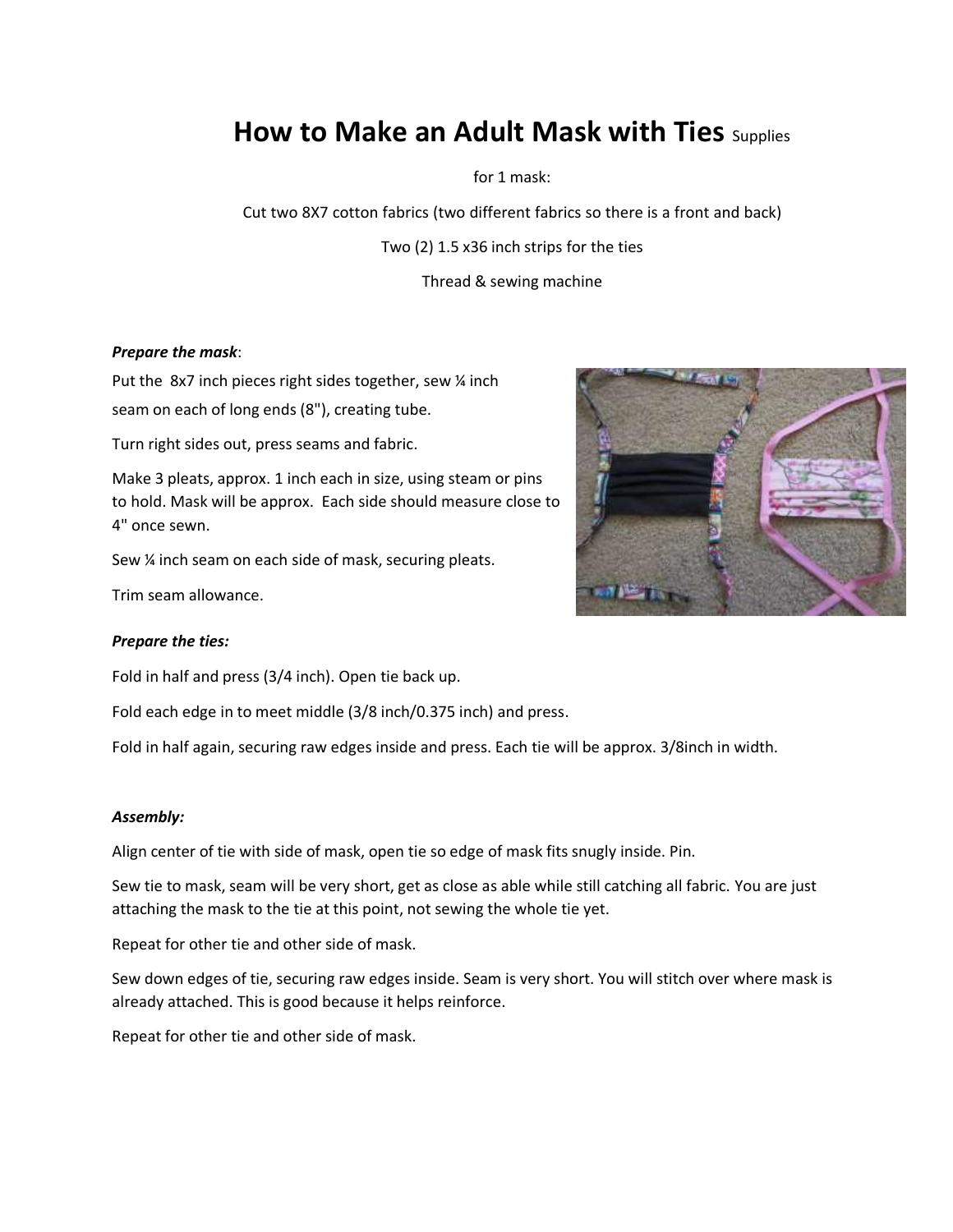# How to Make an Adult Mask with Ties

Supplies for 1 mask:

Cut two 8X7 cotton fabrics (two different fabrics so there is a front and back)

Two (2) 1.5 x36 inch strips for the ties

Thread & sewing machine

***Prepare the mask***:

Put the 8x7 inch pieces right sides together, sew ¼ inch seam on each of long ends (8"), creating tube.

Turn right sides out, press seams and fabric.

Make 3 pleats, approx. 1 inch each in size, using steam or pins to hold. Mask will be approx. Each side should measure close to 4" once sewn.

Sew ¼ inch seam on each side of mask, securing pleats.

Trim seam allowance.

***Prepare the ties:***

Fold in half and press (3/4 inch). Open tie back up.

Fold each edge in to meet middle (3/8 inch/0.375 inch) and press.

Fold in half again, securing raw edges inside and press. Each tie will be approx. 3/8inch in width.

***Assembly:***

Align center of tie with side of mask, open tie so edge of mask fits snugly inside. Pin.

Sew tie to mask, seam will be very short, get as close as able while still catching all fabric. You are just attaching the mask to the tie at this point, not sewing the whole tie yet.

Repeat for other tie and other side of mask.

Sew down edges of tie, securing raw edges inside. Seam is very short. You will stitch over where mask is already attached. This is good because it helps reinforce.

Repeat for other tie and other side of mask.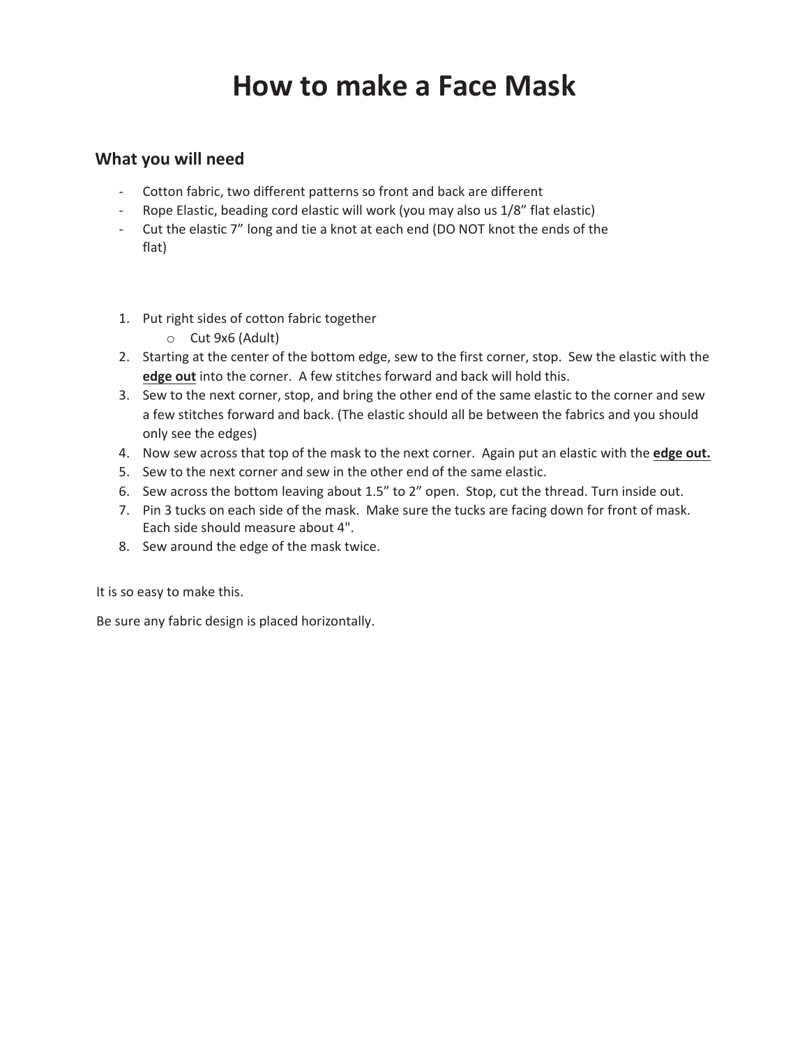# How to make a Face Mask

## What you will need

- Cotton fabric, two different patterns so front and back are different
- Rope Elastic, beading cord elastic will work (you may also us 1/8" flat elastic)
- Cut the elastic 7" long and tie a knot at each end (DO NOT knot the ends of the flat)

1. Put right sides of cotton fabric together
   - Cut 9x6 (Adult)
2. Starting at the center of the bottom edge, sew to the first corner, stop. Sew the elastic with the **edge out** into the corner. A few stitches forward and back will hold this.
3. Sew to the next corner, stop, and bring the other end of the same elastic to the corner and sew a few stitches forward and back. (The elastic should all be between the fabrics and you should only see the edges)
4. Now sew across that top of the mask to the next corner. Again put an elastic with the **edge out.**
5. Sew to the next corner and sew in the other end of the same elastic.
6. Sew across the bottom leaving about 1.5" to 2" open. Stop, cut the thread. Turn inside out.
7. Pin 3 tucks on each side of the mask. Make sure the tucks are facing down for front of mask. Each side should measure about 4".
8. Sew around the edge of the mask twice.

It is so easy to make this.

Be sure any fabric design is placed horizontally.